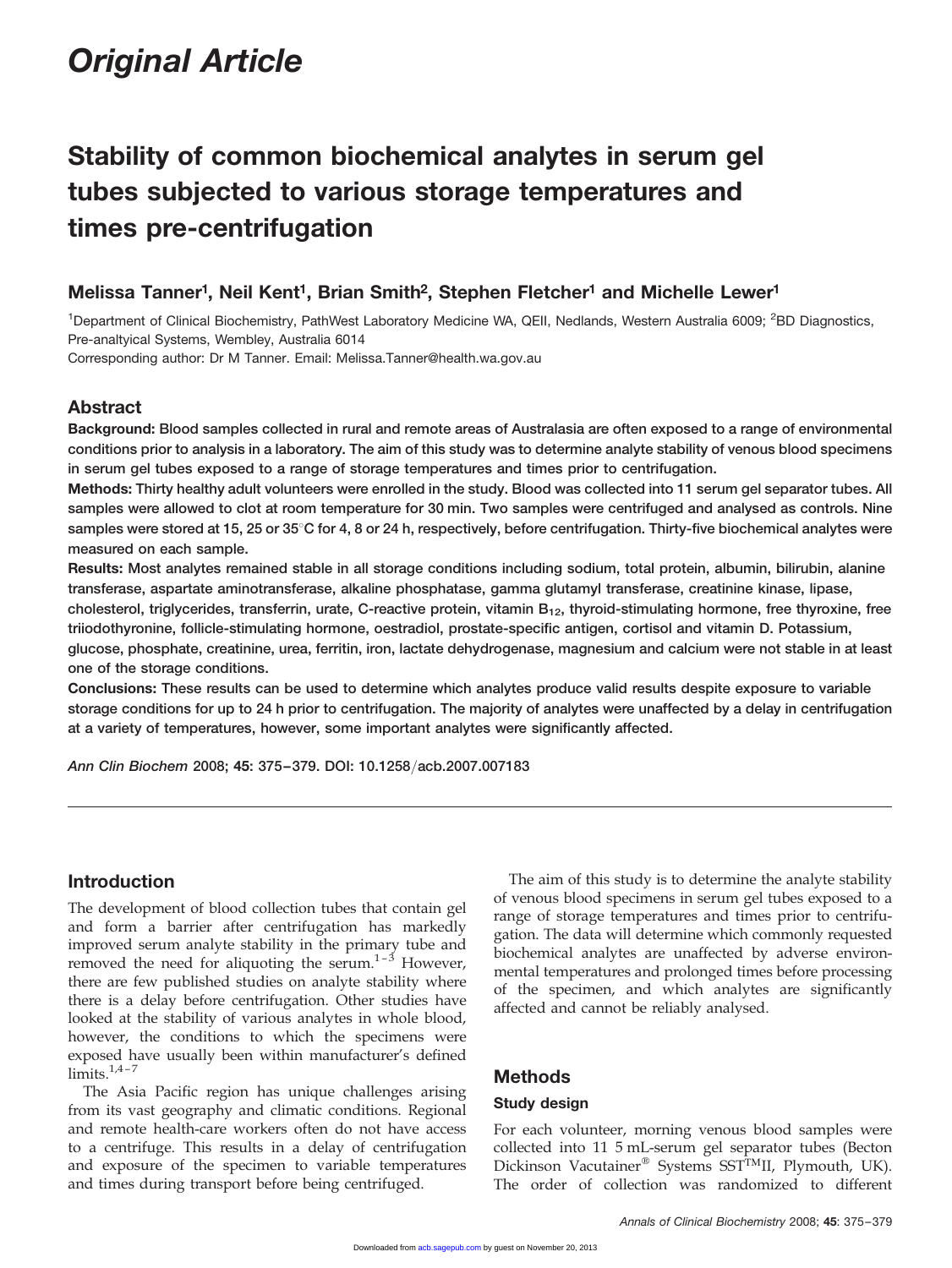*Original Article*

# Stability of common biochemical analytes in serum gel tubes subjected to various storage temperatures and times pre-centrifugation

## Melissa Tanner[1], Neil Kent[1], Brian Smith[2], Stephen Fletcher[1] and Michelle Lewer[1]

[1]Department of Clinical Biochemistry, PathWest Laboratory Medicine WA, QEII, Nedlands, Western Australia 6009; [2]BD Diagnostics, Pre-analtyical Systems, Wembley, Australia 6014

Corresponding author: Dr M Tanner. Email: Melissa.Tanner@health.wa.gov.au

## Abstract

**Background:** Blood samples collected in rural and remote areas of Australasia are often exposed to a range of environmental conditions prior to analysis in a laboratory. The aim of this study was to determine analyte stability of venous blood specimens in serum gel tubes exposed to a range of storage temperatures and times prior to centrifugation.

**Methods:** Thirty healthy adult volunteers were enrolled in the study. Blood was collected into 11 serum gel separator tubes. All samples were allowed to clot at room temperature for 30 min. Two samples were centrifuged and analysed as controls. Nine samples were stored at 15, 25 or 35°C for 4, 8 or 24 h, respectively, before centrifugation. Thirty-five biochemical analytes were measured on each sample.

**Results:** Most analytes remained stable in all storage conditions including sodium, total protein, albumin, bilirubin, alanine transferase, aspartate aminotransferase, alkaline phosphatase, gamma glutamyl transferase, creatinine kinase, lipase, cholesterol, triglycerides, transferrin, urate, C-reactive protein, vitamin $B_{12}$, thyroid-stimulating hormone, free thyroxine, free triiodothyronine, follicle-stimulating hormone, oestradiol, prostate-specific antigen, cortisol and vitamin D. Potassium, glucose, phosphate, creatinine, urea, ferritin, iron, lactate dehydrogenase, magnesium and calcium were not stable in at least one of the storage conditions.

**Conclusions:** These results can be used to determine which analytes produce valid results despite exposure to variable storage conditions for up to 24 h prior to centrifugation. The majority of analytes were unaffected by a delay in centrifugation at a variety of temperatures, however, some important analytes were significantly affected.

*Ann Clin Biochem* 2008; **45**: 375–379. DOI: 10.1258/acb.2007.007183

## Introduction

The development of blood collection tubes that contain gel and form a barrier after centrifugation has markedly improved serum analyte stability in the primary tube and removed the need for aliquoting the serum.[1–3] However, there are few published studies on analyte stability where there is a delay before centrifugation. Other studies have looked at the stability of various analytes in whole blood, however, the conditions to which the specimens were exposed have usually been within manufacturer's defined limits.[1,4–7]

The Asia Pacific region has unique challenges arising from its vast geography and climatic conditions. Regional and remote health-care workers often do not have access to a centrifuge. This results in a delay of centrifugation and exposure of the specimen to variable temperatures and times during transport before being centrifuged.

The aim of this study is to determine the analyte stability of venous blood specimens in serum gel tubes exposed to a range of storage temperatures and times prior to centrifugation. The data will determine which commonly requested biochemical analytes are unaffected by adverse environmental temperatures and prolonged times before processing of the specimen, and which analytes are significantly affected and cannot be reliably analysed.

## Methods

### Study design

For each volunteer, morning venous blood samples were collected into 11 5 mL-serum gel separator tubes (Becton Dickinson Vacutainer® Systems SST™II, Plymouth, UK). The order of collection was randomized to different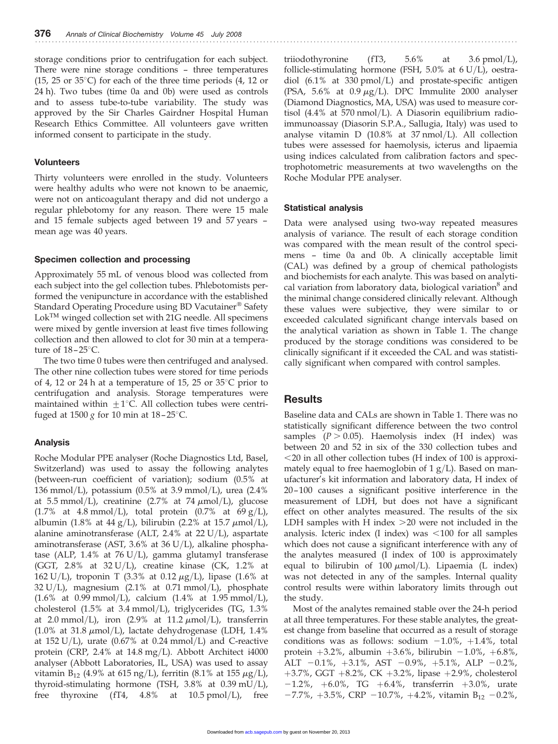storage conditions prior to centrifugation for each subject. There were nine storage conditions – three temperatures (15, 25 or 35°C) for each of the three time periods (4, 12 or 24 h). Two tubes (time 0a and 0b) were used as controls and to assess tube-to-tube variability. The study was approved by the Sir Charles Gairdner Hospital Human Research Ethics Committee. All volunteers gave written informed consent to participate in the study.

### Volunteers

Thirty volunteers were enrolled in the study. Volunteers were healthy adults who were not known to be anaemic, were not on anticoagulant therapy and did not undergo a regular phlebotomy for any reason. There were 15 male and 15 female subjects aged between 19 and 57 years – mean age was 40 years.

### Specimen collection and processing

Approximately 55 mL of venous blood was collected from each subject into the gel collection tubes. Phlebotomists performed the venipuncture in accordance with the established Standard Operating Procedure using BD Vacutainer® Safety Lok™ winged collection set with 21G needle. All specimens were mixed by gentle inversion at least five times following collection and then allowed to clot for 30 min at a temperature of 18–25°C.

The two time 0 tubes were then centrifuged and analysed. The other nine collection tubes were stored for time periods of 4, 12 or 24 h at a temperature of 15, 25 or 35°C prior to centrifugation and analysis. Storage temperatures were maintained within $\pm 1$°C. All collection tubes were centrifuged at 1500 $g$ for 10 min at 18–25°C.

### Analysis

Roche Modular PPE analyser (Roche Diagnostics Ltd, Basel, Switzerland) was used to assay the following analytes (between-run coefficient of variation); sodium (0.5% at 136 mmol/L), potassium (0.5% at 3.9 mmol/L), urea (2.4% at 5.5 mmol/L), creatinine (2.7% at 74 $\mu$mol/L), glucose (1.7% at 4.8 mmol/L), total protein (0.7% at 69 g/L), albumin (1.8% at 44 g/L), bilirubin (2.2% at 15.7 $\mu$mol/L), alanine aminotransferase (ALT, 2.4% at 22 U/L), aspartate aminotransferase (AST, 3.6% at 36 U/L), alkaline phosphatase (ALP, 1.4% at 76 U/L), gamma glutamyl transferase (GGT, 2.8% at 32 U/L), creatine kinase (CK, 1.2% at 162 U/L), troponin T (3.3% at 0.12 $\mu$g/L), lipase (1.6% at 32 U/L), magnesium (2.1% at 0.71 mmol/L), phosphate (1.6% at 0.99 mmol/L), calcium (1.4% at 1.95 mmol/L), cholesterol (1.5% at 3.4 mmol/L), triglycerides (TG, 1.3% at 2.0 mmol/L), iron (2.9% at 11.2 $\mu$mol/L), transferrin (1.0% at 31.8 $\mu$mol/L), lactate dehydrogenase (LDH, 1.4% at 152 U/L), urate (0.67% at 0.24 mmol/L) and C-reactive protein (CRP, 2.4% at 14.8 mg/L). Abbott Architect i4000 analyser (Abbott Laboratories, IL, USA) was used to assay vitamin $B_{12}$ (4.9% at 615 ng/L), ferritin (8.1% at 155 $\mu$g/L), thyroid-stimulating hormone (TSH, 3.8% at 0.39 mU/L), free thyroxine (fT4, 4.8% at 10.5 pmol/L), free triiodothyronine (fT3, 5.6% at 3.6 pmol/L), follicle-stimulating hormone (FSH, 5.0% at 6 U/L), oestradiol (6.1% at 330 pmol/L) and prostate-specific antigen (PSA, 5.6% at 0.9 $\mu$g/L). DPC Immulite 2000 analyser (Diamond Diagnostics, MA, USA) was used to measure cortisol (4.4% at 570 nmol/L). A Diasorin equilibrium radioimmunoassay (Diasorin S.P.A., Sallugia, Italy) was used to analyse vitamin D (10.8% at 37 nmol/L). All collection tubes were assessed for haemolysis, icterus and lipaemia using indices calculated from calibration factors and spectrophotometric measurements at two wavelengths on the Roche Modular PPE analyser.

### Statistical analysis

Data were analysed using two-way repeated measures analysis of variance. The result of each storage condition was compared with the mean result of the control specimens – time 0a and 0b. A clinically acceptable limit (CAL) was defined by a group of chemical pathologists and biochemists for each analyte. This was based on analytical variation from laboratory data, biological variation[8] and the minimal change considered clinically relevant. Although these values were subjective, they were similar to or exceeded calculated significant change intervals based on the analytical variation as shown in Table 1. The change produced by the storage conditions was considered to be clinically significant if it exceeded the CAL and was statistically significant when compared with control samples.

## Results

Baseline data and CALs are shown in Table 1. There was no statistically significant difference between the two control samples ($P > 0.05$). Haemolysis index (H index) was between 20 and 52 in six of the 330 collection tubes and <20 in all other collection tubes (H index of 100 is approximately equal to free haemoglobin of 1 g/L). Based on manufacturer's kit information and laboratory data, H index of 20–100 causes a significant positive interference in the measurement of LDH, but does not have a significant effect on other analytes measured. The results of the six LDH samples with H index >20 were not included in the analysis. Icteric index (I index) was <100 for all samples which does not cause a significant interference with any of the analytes measured (I index of 100 is approximately equal to bilirubin of 100 $\mu$mol/L). Lipaemia (L index) was not detected in any of the samples. Internal quality control results were within laboratory limits through out the study.

Most of the analytes remained stable over the 24-h period at all three temperatures. For these stable analytes, the greatest change from baseline that occurred as a result of storage conditions was as follows: sodium −1.0%, +1.4%, total protein +3.2%, albumin +3.6%, bilirubin −1.0%, +6.8%, ALT −0.1%, +3.1%, AST −0.9%, +5.1%, ALP −0.2%, +3.7%, GGT +8.2%, CK +3.2%, lipase +2.9%, cholesterol −1.2%, +6.0%, TG +6.4%, transferrin +3.0%, urate −7.7%, +3.5%, CRP −10.7%, +4.2%, vitamin $B_{12}$ −0.2%,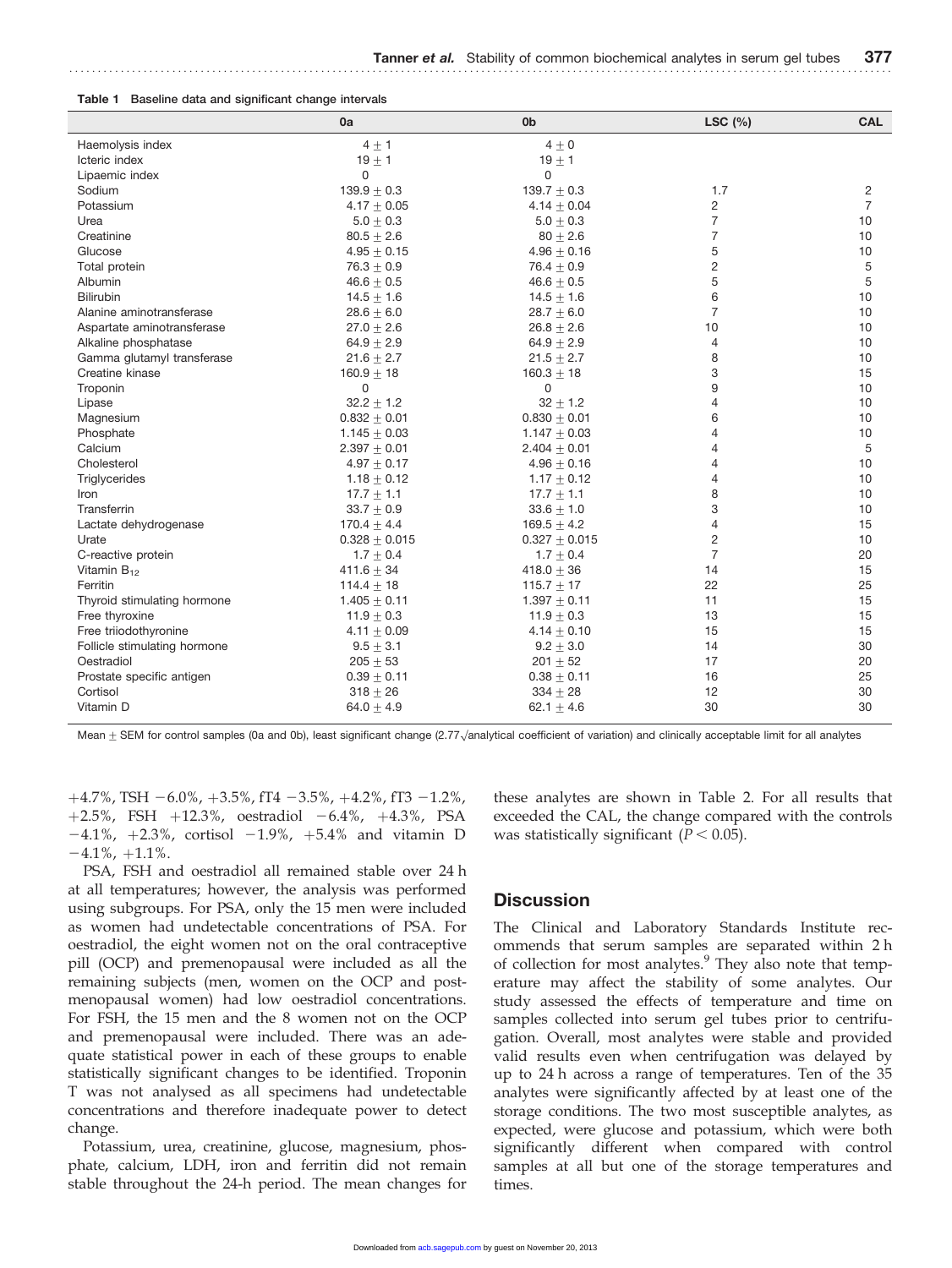Table 1 Baseline data and significant change intervals

| | 0a | 0b | LSC (%) | CAL |
|---|---|---|---|---|
| Haemolysis index | 4 ± 1 | 4 ± 0 | | |
| Icteric index | 19 ± 1 | 19 ± 1 | | |
| Lipaemic index | 0 | 0 | | |
| Sodium | 139.9 ± 0.3 | 139.7 ± 0.3 | 1.7 | 2 |
| Potassium | 4.17 ± 0.05 | 4.14 ± 0.04 | 2 | 7 |
| Urea | 5.0 ± 0.3 | 5.0 ± 0.3 | 7 | 10 |
| Creatinine | 80.5 ± 2.6 | 80 ± 2.6 | 7 | 10 |
| Glucose | 4.95 ± 0.15 | 4.96 ± 0.16 | 5 | 10 |
| Total protein | 76.3 ± 0.9 | 76.4 ± 0.9 | 2 | 5 |
| Albumin | 46.6 ± 0.5 | 46.6 ± 0.5 | 5 | 5 |
| Bilirubin | 14.5 ± 1.6 | 14.5 ± 1.6 | 6 | 10 |
| Alanine aminotransferase | 28.6 ± 6.0 | 28.7 ± 6.0 | 7 | 10 |
| Aspartate aminotransferase | 27.0 ± 2.6 | 26.8 ± 2.6 | 10 | 10 |
| Alkaline phosphatase | 64.9 ± 2.9 | 64.9 ± 2.9 | 4 | 10 |
| Gamma glutamyl transferase | 21.6 ± 2.7 | 21.5 ± 2.7 | 8 | 10 |
| Creatine kinase | 160.9 ± 18 | 160.3 ± 18 | 3 | 15 |
| Troponin | 0 | 0 | 9 | 10 |
| Lipase | 32.2 ± 1.2 | 32 ± 1.2 | 4 | 10 |
| Magnesium | 0.832 ± 0.01 | 0.830 ± 0.01 | 6 | 10 |
| Phosphate | 1.145 ± 0.03 | 1.147 ± 0.03 | 4 | 10 |
| Calcium | 2.397 ± 0.01 | 2.404 ± 0.01 | 4 | 5 |
| Cholesterol | 4.97 ± 0.17 | 4.96 ± 0.16 | 4 | 10 |
| Triglycerides | 1.18 ± 0.12 | 1.17 ± 0.12 | 4 | 10 |
| Iron | 17.7 ± 1.1 | 17.7 ± 1.1 | 8 | 10 |
| Transferrin | 33.7 ± 0.9 | 33.6 ± 1.0 | 3 | 10 |
| Lactate dehydrogenase | 170.4 ± 4.4 | 169.5 ± 4.2 | 4 | 15 |
| Urate | 0.328 ± 0.015 | 0.327 ± 0.015 | 2 | 10 |
| C-reactive protein | 1.7 ± 0.4 | 1.7 ± 0.4 | 7 | 20 |
| Vitamin $B_{12}$ | 411.6 ± 34 | 418.0 ± 36 | 14 | 15 |
| Ferritin | 114.4 ± 18 | 115.7 ± 17 | 22 | 25 |
| Thyroid stimulating hormone | 1.405 ± 0.11 | 1.397 ± 0.11 | 11 | 15 |
| Free thyroxine | 11.9 ± 0.3 | 11.9 ± 0.3 | 13 | 15 |
| Free triiodothyronine | 4.11 ± 0.09 | 4.14 ± 0.10 | 15 | 15 |
| Follicle stimulating hormone | 9.5 ± 3.1 | 9.2 ± 3.0 | 14 | 30 |
| Oestradiol | 205 ± 53 | 201 ± 52 | 17 | 20 |
| Prostate specific antigen | 0.39 ± 0.11 | 0.38 ± 0.11 | 16 | 25 |
| Cortisol | 318 ± 26 | 334 ± 28 | 12 | 30 |
| Vitamin D | 64.0 ± 4.9 | 62.1 ± 4.6 | 30 | 30 |

Mean ± SEM for control samples (0a and 0b), least significant change (2.77√analytical coefficient of variation) and clinically acceptable limit for all analytes

+4.7%, TSH −6.0%, +3.5%, fT4 −3.5%, +4.2%, fT3 −1.2%, +2.5%, FSH +12.3%, oestradiol −6.4%, +4.3%, PSA −4.1%, +2.3%, cortisol −1.9%, +5.4% and vitamin D −4.1%, +1.1%.

PSA, FSH and oestradiol all remained stable over 24 h at all temperatures; however, the analysis was performed using subgroups. For PSA, only the 15 men were included as women had undetectable concentrations of PSA. For oestradiol, the eight women not on the oral contraceptive pill (OCP) and premenopausal were included as all the remaining subjects (men, women on the OCP and postmenopausal women) had low oestradiol concentrations. For FSH, the 15 men and the 8 women not on the OCP and premenopausal were included. There was an adequate statistical power in each of these groups to enable statistically significant changes to be identified. Troponin T was not analysed as all specimens had undetectable concentrations and therefore inadequate power to detect change.

Potassium, urea, creatinine, glucose, magnesium, phosphate, calcium, LDH, iron and ferritin did not remain stable throughout the 24-h period. The mean changes for these analytes are shown in Table 2. For all results that exceeded the CAL, the change compared with the controls was statistically significant ($P < 0.05$).

## Discussion

The Clinical and Laboratory Standards Institute recommends that serum samples are separated within 2 h of collection for most analytes.[9] They also note that temperature may affect the stability of some analytes. Our study assessed the effects of temperature and time on samples collected into serum gel tubes prior to centrifugation. Overall, most analytes were stable and provided valid results even when centrifugation was delayed by up to 24 h across a range of temperatures. Ten of the 35 analytes were significantly affected by at least one of the storage conditions. The two most susceptible analytes, as expected, were glucose and potassium, which were both significantly different when compared with control samples at all but one of the storage temperatures and times.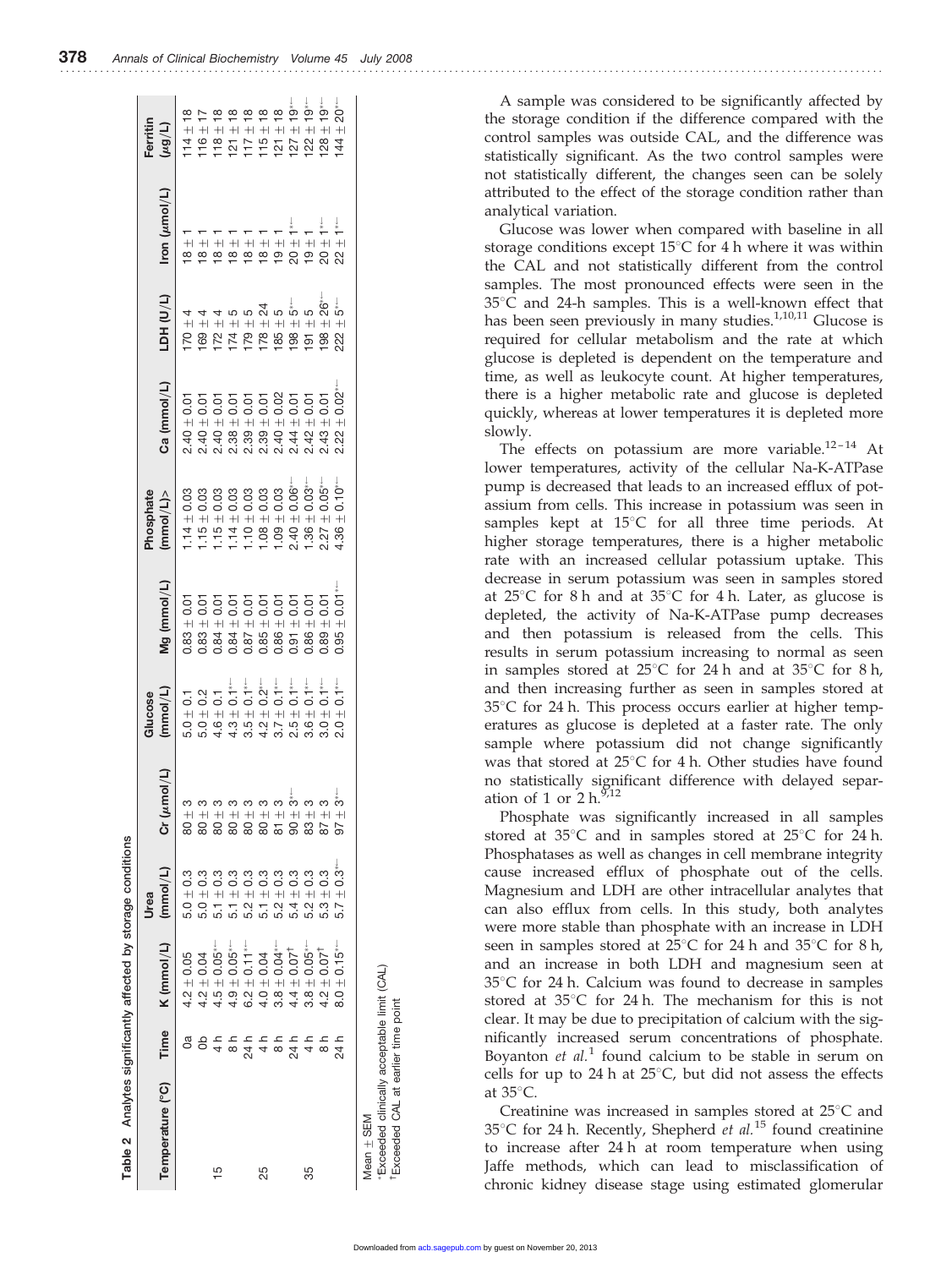**Table 2** Analytes significantly affected by storage conditions

| Temperature (°C) | Time | K (mmol/L) | Urea (mmol/L) | Cr (μmol/L) | Glucose (mmol/L) | Mg (mmol/L) | Phosphate (mmol/L)> | Ca (mmol/L) | LDH (U/L) | Iron (μmol/L) | Ferritin (μg/L) |
|---|---|---|---|---|---|---|---|---|---|---|---|
| | 0a | 4.2 ± 0.05 | 5.0 ± 0.3 | 80 ± 3 | 5.0 ± 0.1 | 0.83 ± 0.01 | 1.14 ± 0.03 | 2.40 ± 0.01 | 170 ± 4 | 18 ± 1 | 114 ± 18 |
| | 0b | 4.2 ± 0.04 | 5.0 ± 0.3 | 80 ± 3 | 5.0 ± 0.2 | 0.83 ± 0.01 | 1.15 ± 0.03 | 2.40 ± 0.01 | 169 ± 4 | 18 ± 1 | 116 ± 17 |
| 15 | 4 h | 4.5 ± 0.05*‡ | 5.1 ± 0.3 | 80 ± 3 | 4.6 ± 0.1 | 0.84 ± 0.01 | 1.15 ± 0.03 | 2.40 ± 0.01 | 172 ± 4 | 18 ± 1 | 118 ± 18 |
| | 8 h | 4.9 ± 0.05*‡ | 5.1 ± 0.3 | 80 ± 3 | 4.3 ± 0.1*‡ | 0.84 ± 0.01 | 1.14 ± 0.03 | 2.38 ± 0.01 | 174 ± 5 | 18 ± 1 | 121 ± 18 |
| | 24 h | 6.2 ± 0.11*‡ | 5.2 ± 0.3 | 80 ± 3 | 3.5 ± 0.1*‡ | 0.87 ± 0.01 | 1.10 ± 0.03 | 2.39 ± 0.01 | 179 ± 5 | 18 ± 1 | 117 ± 18 |
| 25 | 4 h | 4.0 ± 0.04 | 5.1 ± 0.3 | 80 ± 3 | 4.2 ± 0.2*‡ | 0.85 ± 0.01 | 1.08 ± 0.03 | 2.39 ± 0.01 | 178 ± 24 | 18 ± 1 | 115 ± 18 |
| | 8 h | 3.8 ± 0.04*‡ | 5.2 ± 0.3 | 81 ± 3 | 3.7 ± 0.1*‡ | 0.86 ± 0.01 | 1.09 ± 0.03 | 2.40 ± 0.02 | 185 ± 5 | 19 ± 1 | 121 ± 18 |
| | 24 h | 4.4 ± 0.07† | 5.4 ± 0.3 | 90 ± 3*‡ | 2.5 ± 0.1*‡ | 0.91 ± 0.01 | 2.40 ± 0.06*‡ | 2.44 ± 0.01 | 198 ± 5*‡ | 20 ± 1*‡ | 127 ± 19*‡ |
| 35 | 4 h | 3.8 ± 0.05*‡ | 5.2 ± 0.3 | 83 ± 3 | 3.6 ± 0.1*‡ | 0.86 ± 0.01 | 1.36 ± 0.03*‡ | 2.42 ± 0.01 | 191 ± 5 | 19 ± 1 | 122 ± 19*‡ |
| | 8 h | 4.2 ± 0.07† | 5.3 ± 0.3 | 87 ± 3 | 3.0 ± 0.1*‡ | 0.89 ± 0.01 | 2.27 ± 0.05*‡ | 2.43 ± 0.01 | 198 ± 26*‡ | 20 ± 1*‡ | 128 ± 19*‡ |
| | 24 h | 8.0 ± 0.15*‡ | 5.7 ± 0.3*‡ | 97 ± 3*‡ | 2.0 ± 0.1*‡ | 0.95 ± 0.01*‡ | 4.36 ± 0.10*‡ | 2.22 ± 0.02*‡ | 222 ± 5*‡ | 22 ± 1*‡ | 144 ± 20*‡ |

Mean ± SEM
*Exceeded clinically acceptable limit (CAL)
†Exceeded CAL at earlier time point

A sample was considered to be significantly affected by the storage condition if the difference compared with the control samples was outside CAL, and the difference was statistically significant. As the two control samples were not statistically different, the changes seen can be solely attributed to the effect of the storage condition rather than analytical variation.

Glucose was lower when compared with baseline in all storage conditions except 15°C for 4 h where it was within the CAL and not statistically different from the control samples. The most pronounced effects were seen in the 35°C and 24-h samples. This is a well-known effect that has been seen previously in many studies.[1,10,11] Glucose is required for cellular metabolism and the rate at which glucose is depleted is dependent on the temperature and time, as well as leukocyte count. At higher temperatures, there is a higher metabolic rate and glucose is depleted quickly, whereas at lower temperatures it is depleted more slowly.

The effects on potassium are more variable.[12–14] At lower temperatures, activity of the cellular Na-K-ATPase pump is decreased that leads to an increased efflux of potassium from cells. This increase in potassium was seen in samples kept at 15°C for all three time periods. At higher storage temperatures, there is a higher metabolic rate with an increased cellular potassium uptake. This decrease in serum potassium was seen in samples stored at 25°C for 8 h and at 35°C for 4 h. Later, as glucose is depleted, the activity of Na-K-ATPase pump decreases and then potassium is released from the cells. This results in serum potassium increasing to normal as seen in samples stored at 25°C for 24 h and at 35°C for 8 h, and then increasing further as seen in samples stored at 35°C for 24 h. This process occurs earlier at higher temperatures as glucose is depleted at a faster rate. The only sample where potassium did not change significantly was that stored at 25°C for 4 h. Other studies have found no statistically significant difference with delayed separation of 1 or 2 h.[9,12]

Phosphate was significantly increased in all samples stored at 35°C and in samples stored at 25°C for 24 h. Phosphatases as well as changes in cell membrane integrity cause increased efflux of phosphate out of the cells. Magnesium and LDH are other intracellular analytes that can also efflux from cells. In this study, both analytes were more stable than phosphate with an increase in LDH seen in samples stored at 25°C for 24 h and 35°C for 8 h, and an increase in both LDH and magnesium seen at 35°C for 24 h. Calcium was found to decrease in samples stored at 35°C for 24 h. The mechanism for this is not clear. It may be due to precipitation of calcium with the significantly increased serum concentrations of phosphate. Boyanton *et al.*[1] found calcium to be stable in serum on cells for up to 24 h at 25°C, but did not assess the effects at 35°C.

Creatinine was increased in samples stored at 25°C and 35°C for 24 h. Recently, Shepherd *et al.*[15] found creatinine to increase after 24 h at room temperature when using Jaffe methods, which can lead to misclassification of chronic kidney disease stage using estimated glomerular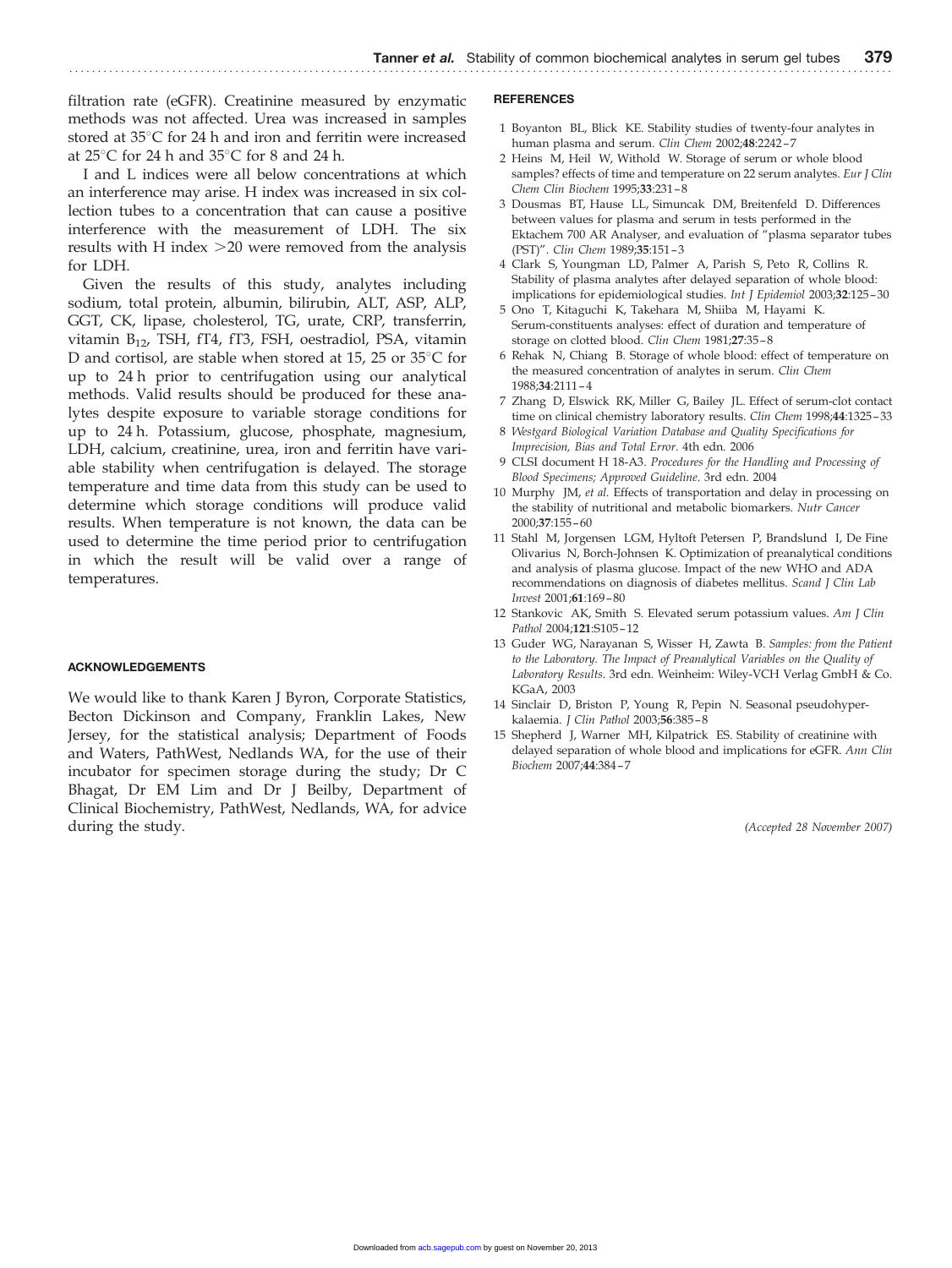filtration rate (eGFR). Creatinine measured by enzymatic methods was not affected. Urea was increased in samples stored at 35°C for 24 h and iron and ferritin were increased at 25°C for 24 h and 35°C for 8 and 24 h.

I and L indices were all below concentrations at which an interference may arise. H index was increased in six collection tubes to a concentration that can cause a positive interference with the measurement of LDH. The six results with H index >20 were removed from the analysis for LDH.

Given the results of this study, analytes including sodium, total protein, albumin, bilirubin, ALT, ASP, ALP, GGT, CK, lipase, cholesterol, TG, urate, CRP, transferrin, vitamin $B_{12}$, TSH, fT4, fT3, FSH, oestradiol, PSA, vitamin D and cortisol, are stable when stored at 15, 25 or 35°C for up to 24 h prior to centrifugation using our analytical methods. Valid results should be produced for these analytes despite exposure to variable storage conditions for up to 24 h. Potassium, glucose, phosphate, magnesium, LDH, calcium, creatinine, urea, iron and ferritin have variable stability when centrifugation is delayed. The storage temperature and time data from this study can be used to determine which storage conditions will produce valid results. When temperature is not known, the data can be used to determine the time period prior to centrifugation in which the result will be valid over a range of temperatures.

## ACKNOWLEDGEMENTS

We would like to thank Karen J Byron, Corporate Statistics, Becton Dickinson and Company, Franklin Lakes, New Jersey, for the statistical analysis; Department of Foods and Waters, PathWest, Nedlands WA, for the use of their incubator for specimen storage during the study; Dr C Bhagat, Dr EM Lim and Dr J Beilby, Department of Clinical Biochemistry, PathWest, Nedlands, WA, for advice during the study.

## REFERENCES

1. Boyanton BL, Blick KE. Stability studies of twenty-four analytes in human plasma and serum. *Clin Chem* 2002;**48**:2242–7
2. Heins M, Heil W, Withold W. Storage of serum or whole blood samples? effects of time and temperature on 22 serum analytes. *Eur J Clin Chem Clin Biochem* 1995;**33**:231–8
3. Dousmas BT, Hause LL, Simuncak DM, Breitenfeld D. Differences between values for plasma and serum in tests performed in the Ektachem 700 AR Analyser, and evaluation of "plasma separator tubes (PST)". *Clin Chem* 1989;**35**:151–3
4. Clark S, Youngman LD, Palmer A, Parish S, Peto R, Collins R. Stability of plasma analytes after delayed separation of whole blood: implications for epidemiological studies. *Int J Epidemiol* 2003;**32**:125–30
5. Ono T, Kitaguchi K, Takehara M, Shiiba M, Hayami K. Serum-constituents analyses: effect of duration and temperature of storage on clotted blood. *Clin Chem* 1981;**27**:35–8
6. Rehak N, Chiang B. Storage of whole blood: effect of temperature on the measured concentration of analytes in serum. *Clin Chem* 1988;**34**:2111–4
7. Zhang D, Elswick RK, Miller G, Bailey JL. Effect of serum-clot contact time on clinical chemistry laboratory results. *Clin Chem* 1998;**44**:1325–33
8. *Westgard Biological Variation Database and Quality Specifications for Imprecision, Bias and Total Error*. 4th edn. 2006
9. CLSI document H 18-A3. *Procedures for the Handling and Processing of Blood Specimens; Approved Guideline*. 3rd edn. 2004
10. Murphy JM, *et al.* Effects of transportation and delay in processing on the stability of nutritional and metabolic biomarkers. *Nutr Cancer* 2000;**37**:155–60
11. Stahl M, Jorgensen LGM, Hyltoft Petersen P, Brandslund I, De Fine Olivarius N, Borch-Johnsen K. Optimization of preanalytical conditions and analysis of plasma glucose. Impact of the new WHO and ADA recommendations on diagnosis of diabetes mellitus. *Scand J Clin Lab Invest* 2001;**61**:169–80
12. Stankovic AK, Smith S. Elevated serum potassium values. *Am J Clin Pathol* 2004;**121**:S105–12
13. Guder WG, Narayanan S, Wisser H, Zawta B. *Samples: from the Patient to the Laboratory. The Impact of Preanalytical Variables on the Quality of Laboratory Results*. 3rd edn. Weinheim: Wiley-VCH Verlag GmbH & Co. KGaA, 2003
14. Sinclair D, Briston P, Young R, Pepin N. Seasonal pseudohyperkalaemia. *J Clin Pathol* 2003;**56**:385–8
15. Shepherd J, Warner MH, Kilpatrick ES. Stability of creatinine with delayed separation of whole blood and implications for eGFR. *Ann Clin Biochem* 2007;**44**:384–7

*(Accepted 28 November 2007)*